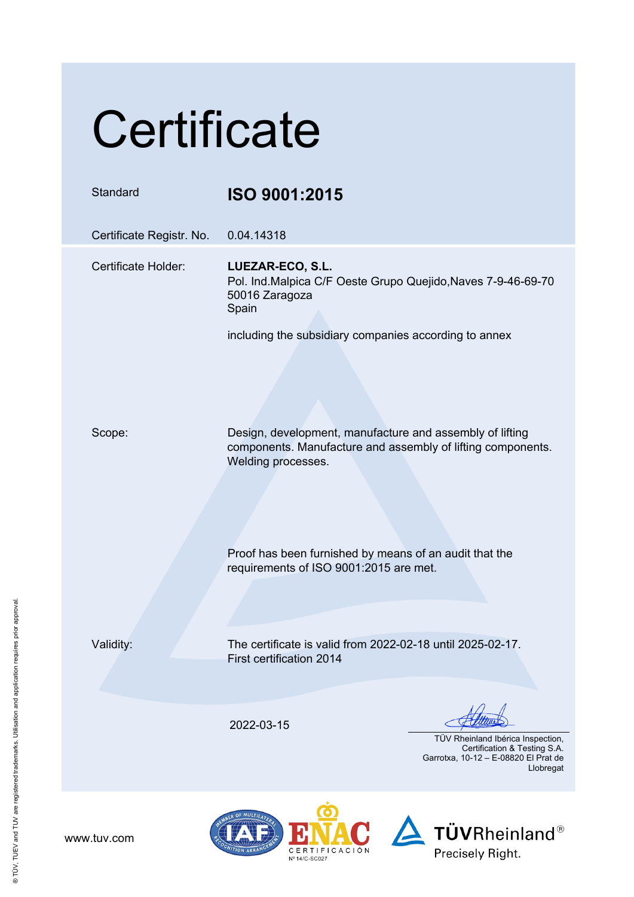# Certificate

| | |
|---|---|
| Standard | **ISO 9001:2015** |
| Certificate Registr. No. | 0.04.14318 |
| Certificate Holder: | **LUEZAR-ECO, S.L.**<br>Pol. Ind.Malpica C/F Oeste Grupo Quejido,Naves 7-9-46-69-70<br>50016 Zaragoza<br>Spain<br><br>including the subsidiary companies according to annex |
| Scope: | Design, development, manufacture and assembly of lifting components. Manufacture and assembly of lifting components. Welding processes.<br><br>Proof has been furnished by means of an audit that the requirements of ISO 9001:2015 are met. |
| Validity: | The certificate is valid from 2022-02-18 until 2025-02-17.<br>First certification 2014 |

2022-03-15

TÜV Rheinland Ibérica Inspection, Certification & Testing S.A.
Garrotxa, 10-12 – E-08820 El Prat de Llobregat

www.tuv.com

ENAC CERTIFICACIÓN Nº 14/C-SC027

TÜVRheinland® Precisely Right.

® TÜV, TUEV and TUV are registered trademarks. Utilisation and application requires prior approval.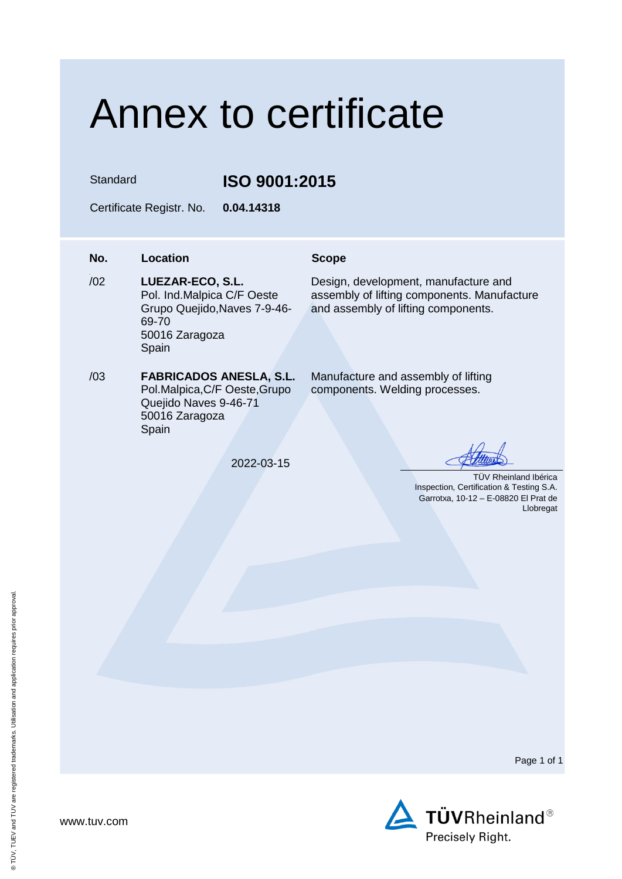# Annex to certificate

Standard **ISO 9001:2015**

Certificate Registr. No. **0.04.14318**

| No. | Location | Scope |
|---|---|---|
| /02 | **LUEZAR-ECO, S.L.**<br>Pol. Ind.Malpica C/F Oeste Grupo Quejido,Naves 7-9-46-69-70<br>50016 Zaragoza<br>Spain | Design, development, manufacture and assembly of lifting components. Manufacture and assembly of lifting components. |
| /03 | **FABRICADOS ANESLA, S.L.**<br>Pol.Malpica,C/F Oeste,Grupo Quejido Naves 9-46-71<br>50016 Zaragoza<br>Spain | Manufacture and assembly of lifting components. Welding processes. |

2022-03-15

TÜV Rheinland Ibérica
Inspection, Certification & Testing S.A.
Garrotxa, 10-12 – E-08820 El Prat de Llobregat

www.tuv.com

TÜVRheinland®
Precisely Right.

® TÜV, TUEV and TUV are registered trademarks. Utilisation and application requires prior approval.